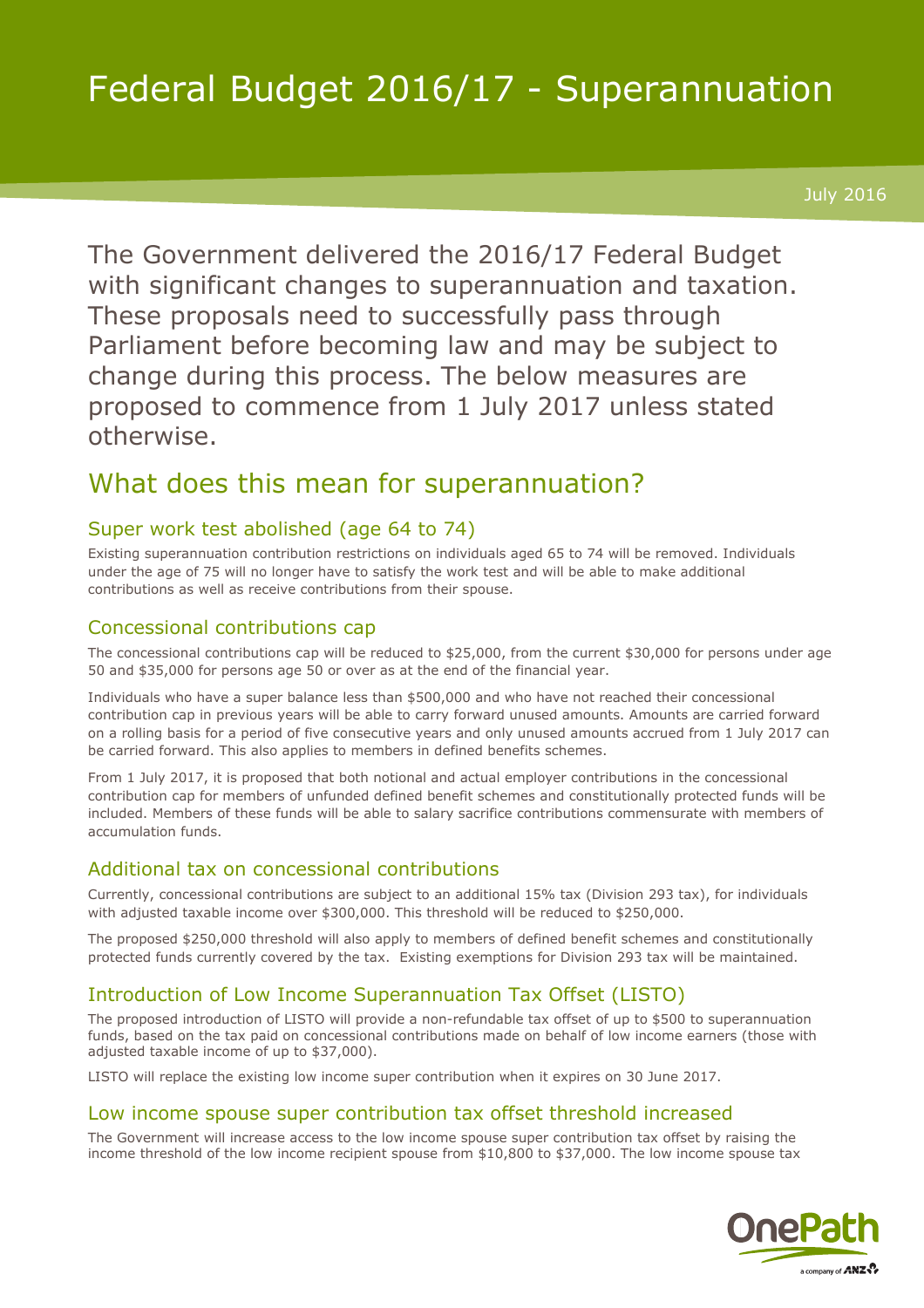# Federal Budget 2016/17 - Superannuation

July 2016

The Government delivered the 2016/17 Federal Budget with significant changes to superannuation and taxation. These proposals need to successfully pass through Parliament before becoming law and may be subject to change during this process. The below measures are proposed to commence from 1 July 2017 unless stated otherwise.

## What does this mean for superannuation?

### Super work test abolished (age 64 to 74)

Existing superannuation contribution restrictions on individuals aged 65 to 74 will be removed. Individuals under the age of 75 will no longer have to satisfy the work test and will be able to make additional contributions as well as receive contributions from their spouse.

### Concessional contributions cap

The concessional contributions cap will be reduced to $25,000, from the current $30,000 for persons under age 50 and $35,000 for persons age 50 or over as at the end of the financial year.

Individuals who have a super balance less than $500,000 and who have not reached their concessional contribution cap in previous years will be able to carry forward unused amounts. Amounts are carried forward on a rolling basis for a period of five consecutive years and only unused amounts accrued from 1 July 2017 can be carried forward. This also applies to members in defined benefits schemes.

From 1 July 2017, it is proposed that both notional and actual employer contributions in the concessional contribution cap for members of unfunded defined benefit schemes and constitutionally protected funds will be included. Members of these funds will be able to salary sacrifice contributions commensurate with members of accumulation funds.

### Additional tax on concessional contributions

Currently, concessional contributions are subject to an additional 15% tax (Division 293 tax), for individuals with adjusted taxable income over $300,000. This threshold will be reduced to $250,000.

The proposed $250,000 threshold will also apply to members of defined benefit schemes and constitutionally protected funds currently covered by the tax. Existing exemptions for Division 293 tax will be maintained.

### Introduction of Low Income Superannuation Tax Offset (LISTO)

The proposed introduction of LISTO will provide a non-refundable tax offset of up to $500 to superannuation funds, based on the tax paid on concessional contributions made on behalf of low income earners (those with adjusted taxable income of up to $37,000).

LISTO will replace the existing low income super contribution when it expires on 30 June 2017.

### Low income spouse super contribution tax offset threshold increased

The Government will increase access to the low income spouse super contribution tax offset by raising the income threshold of the low income recipient spouse from $10,800 to $37,000. The low income spouse tax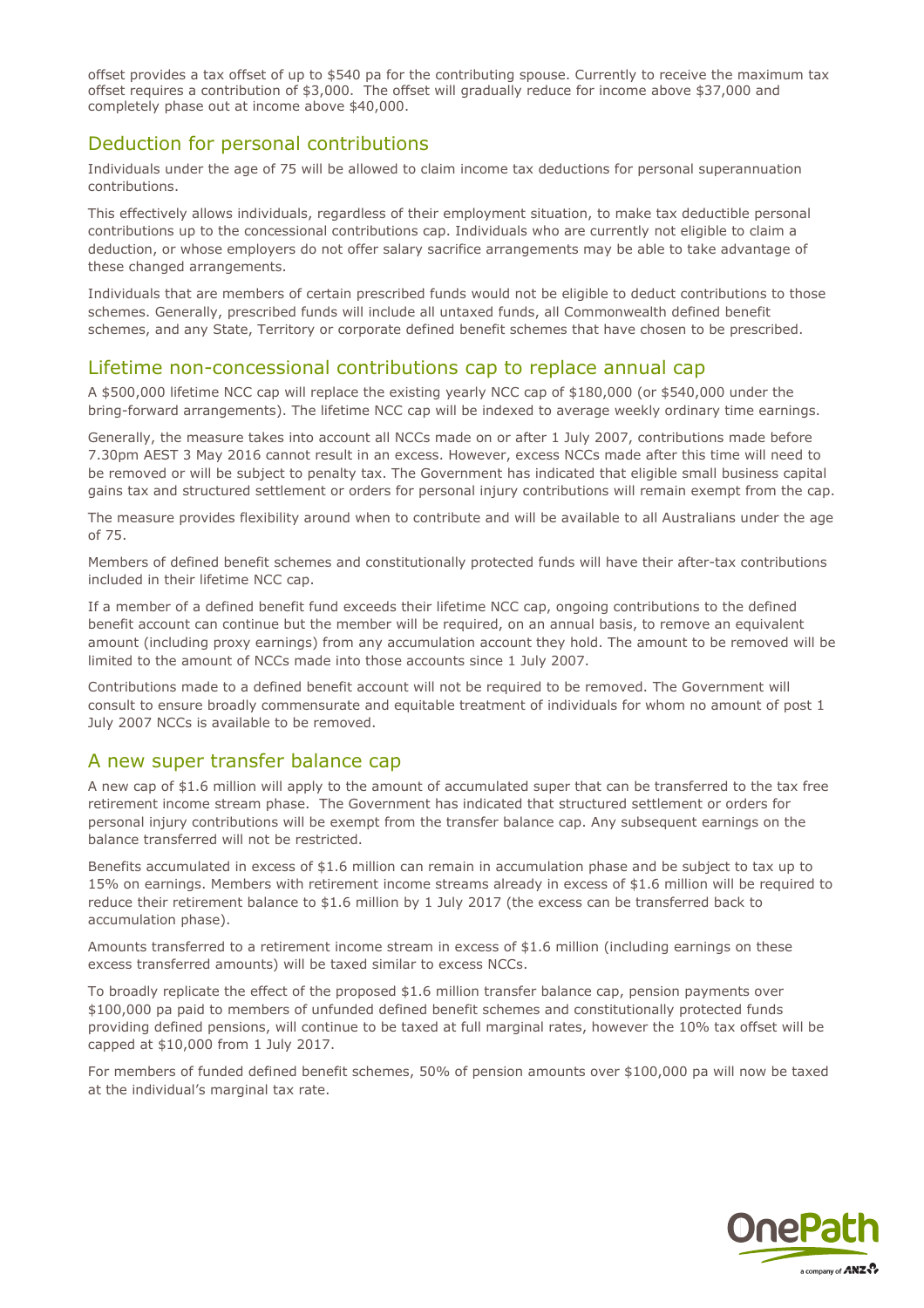offset provides a tax offset of up to $540 pa for the contributing spouse. Currently to receive the maximum tax offset requires a contribution of $3,000. The offset will gradually reduce for income above $37,000 and completely phase out at income above $40,000.

## Deduction for personal contributions

Individuals under the age of 75 will be allowed to claim income tax deductions for personal superannuation contributions.

This effectively allows individuals, regardless of their employment situation, to make tax deductible personal contributions up to the concessional contributions cap. Individuals who are currently not eligible to claim a deduction, or whose employers do not offer salary sacrifice arrangements may be able to take advantage of these changed arrangements.

Individuals that are members of certain prescribed funds would not be eligible to deduct contributions to those schemes. Generally, prescribed funds will include all untaxed funds, all Commonwealth defined benefit schemes, and any State, Territory or corporate defined benefit schemes that have chosen to be prescribed.

## Lifetime non-concessional contributions cap to replace annual cap

A $500,000 lifetime NCC cap will replace the existing yearly NCC cap of $180,000 (or $540,000 under the bring-forward arrangements). The lifetime NCC cap will be indexed to average weekly ordinary time earnings.

Generally, the measure takes into account all NCCs made on or after 1 July 2007, contributions made before 7.30pm AEST 3 May 2016 cannot result in an excess. However, excess NCCs made after this time will need to be removed or will be subject to penalty tax. The Government has indicated that eligible small business capital gains tax and structured settlement or orders for personal injury contributions will remain exempt from the cap.

The measure provides flexibility around when to contribute and will be available to all Australians under the age of 75.

Members of defined benefit schemes and constitutionally protected funds will have their after-tax contributions included in their lifetime NCC cap.

If a member of a defined benefit fund exceeds their lifetime NCC cap, ongoing contributions to the defined benefit account can continue but the member will be required, on an annual basis, to remove an equivalent amount (including proxy earnings) from any accumulation account they hold. The amount to be removed will be limited to the amount of NCCs made into those accounts since 1 July 2007.

Contributions made to a defined benefit account will not be required to be removed. The Government will consult to ensure broadly commensurate and equitable treatment of individuals for whom no amount of post 1 July 2007 NCCs is available to be removed.

## A new super transfer balance cap

A new cap of $1.6 million will apply to the amount of accumulated super that can be transferred to the tax free retirement income stream phase. The Government has indicated that structured settlement or orders for personal injury contributions will be exempt from the transfer balance cap. Any subsequent earnings on the balance transferred will not be restricted.

Benefits accumulated in excess of $1.6 million can remain in accumulation phase and be subject to tax up to 15% on earnings. Members with retirement income streams already in excess of $1.6 million will be required to reduce their retirement balance to $1.6 million by 1 July 2017 (the excess can be transferred back to accumulation phase).

Amounts transferred to a retirement income stream in excess of $1.6 million (including earnings on these excess transferred amounts) will be taxed similar to excess NCCs.

To broadly replicate the effect of the proposed $1.6 million transfer balance cap, pension payments over $100,000 pa paid to members of unfunded defined benefit schemes and constitutionally protected funds providing defined pensions, will continue to be taxed at full marginal rates, however the 10% tax offset will be capped at $10,000 from 1 July 2017.

For members of funded defined benefit schemes, 50% of pension amounts over $100,000 pa will now be taxed at the individual's marginal tax rate.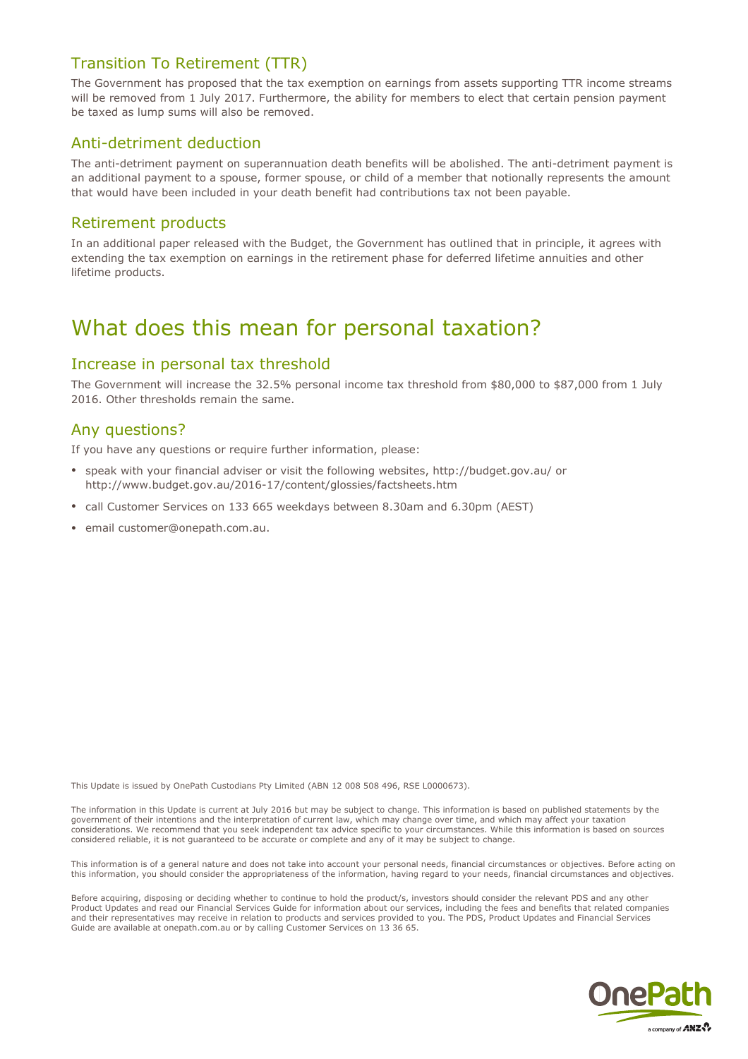## Transition To Retirement (TTR)

The Government has proposed that the tax exemption on earnings from assets supporting TTR income streams will be removed from 1 July 2017. Furthermore, the ability for members to elect that certain pension payment be taxed as lump sums will also be removed.

## Anti-detriment deduction

The anti-detriment payment on superannuation death benefits will be abolished. The anti-detriment payment is an additional payment to a spouse, former spouse, or child of a member that notionally represents the amount that would have been included in your death benefit had contributions tax not been payable.

## Retirement products

In an additional paper released with the Budget, the Government has outlined that in principle, it agrees with extending the tax exemption on earnings in the retirement phase for deferred lifetime annuities and other lifetime products.

# What does this mean for personal taxation?

## Increase in personal tax threshold

The Government will increase the 32.5% personal income tax threshold from $80,000 to $87,000 from 1 July 2016. Other thresholds remain the same.

## Any questions?

If you have any questions or require further information, please:

- speak with your financial adviser or visit the following websites, http://budget.gov.au/ or http://www.budget.gov.au/2016-17/content/glossies/factsheets.htm
- call Customer Services on 133 665 weekdays between 8.30am and 6.30pm (AEST)
- email customer@onepath.com.au.

This Update is issued by OnePath Custodians Pty Limited (ABN 12 008 508 496, RSE L0000673).

The information in this Update is current at July 2016 but may be subject to change. This information is based on published statements by the government of their intentions and the interpretation of current law, which may change over time, and which may affect your taxation considerations. We recommend that you seek independent tax advice specific to your circumstances. While this information is based on sources considered reliable, it is not guaranteed to be accurate or complete and any of it may be subject to change.

This information is of a general nature and does not take into account your personal needs, financial circumstances or objectives. Before acting on this information, you should consider the appropriateness of the information, having regard to your needs, financial circumstances and objectives.

Before acquiring, disposing or deciding whether to continue to hold the product/s, investors should consider the relevant PDS and any other Product Updates and read our Financial Services Guide for information about our services, including the fees and benefits that related companies and their representatives may receive in relation to products and services provided to you. The PDS, Product Updates and Financial Services Guide are available at onepath.com.au or by calling Customer Services on 13 36 65.

OnePath
a company of ANZ